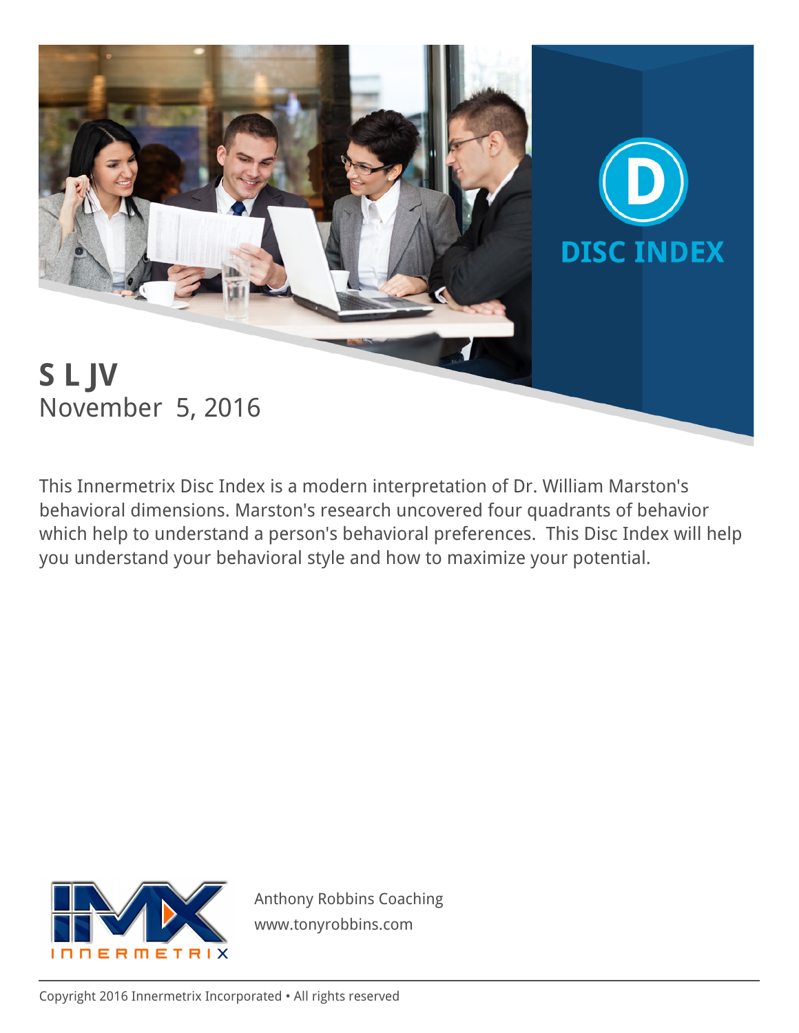# DISC INDEX

**S L JV**

November 5, 2016

This Innermetrix Disc Index is a modern interpretation of Dr. William Marston's behavioral dimensions. Marston's research uncovered four quadrants of behavior which help to understand a person's behavioral preferences. This Disc Index will help you understand your behavioral style and how to maximize your potential.

INNERMETRIX

Anthony Robbins Coaching
www.tonyrobbins.com

Copyright 2016 Innermetrix Incorporated • All rights reserved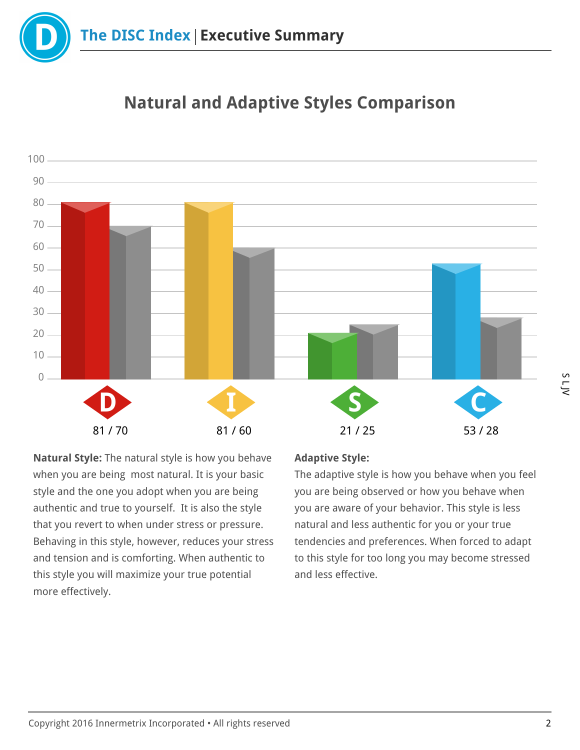# The DISC Index | Executive Summary

## Natural and Adaptive Styles Comparison

| | D | I | S | C |
|---|---|---|---|---|
| Natural / Adaptive | 81 / 70 | 81 / 60 | 21 / 25 | 53 / 28 |

**Natural Style:** The natural style is how you behave when you are being most natural. It is your basic style and the one you adopt when you are being authentic and true to yourself. It is also the style that you revert to when under stress or pressure. Behaving in this style, however, reduces your stress and tension and is comforting. When authentic to this style you will maximize your true potential more effectively.

**Adaptive Style:**
The adaptive style is how you behave when you feel you are being observed or how you behave when you are aware of your behavior. This style is less natural and less authentic for you or your true tendencies and preferences. When forced to adapt to this style for too long you may become stressed and less effective.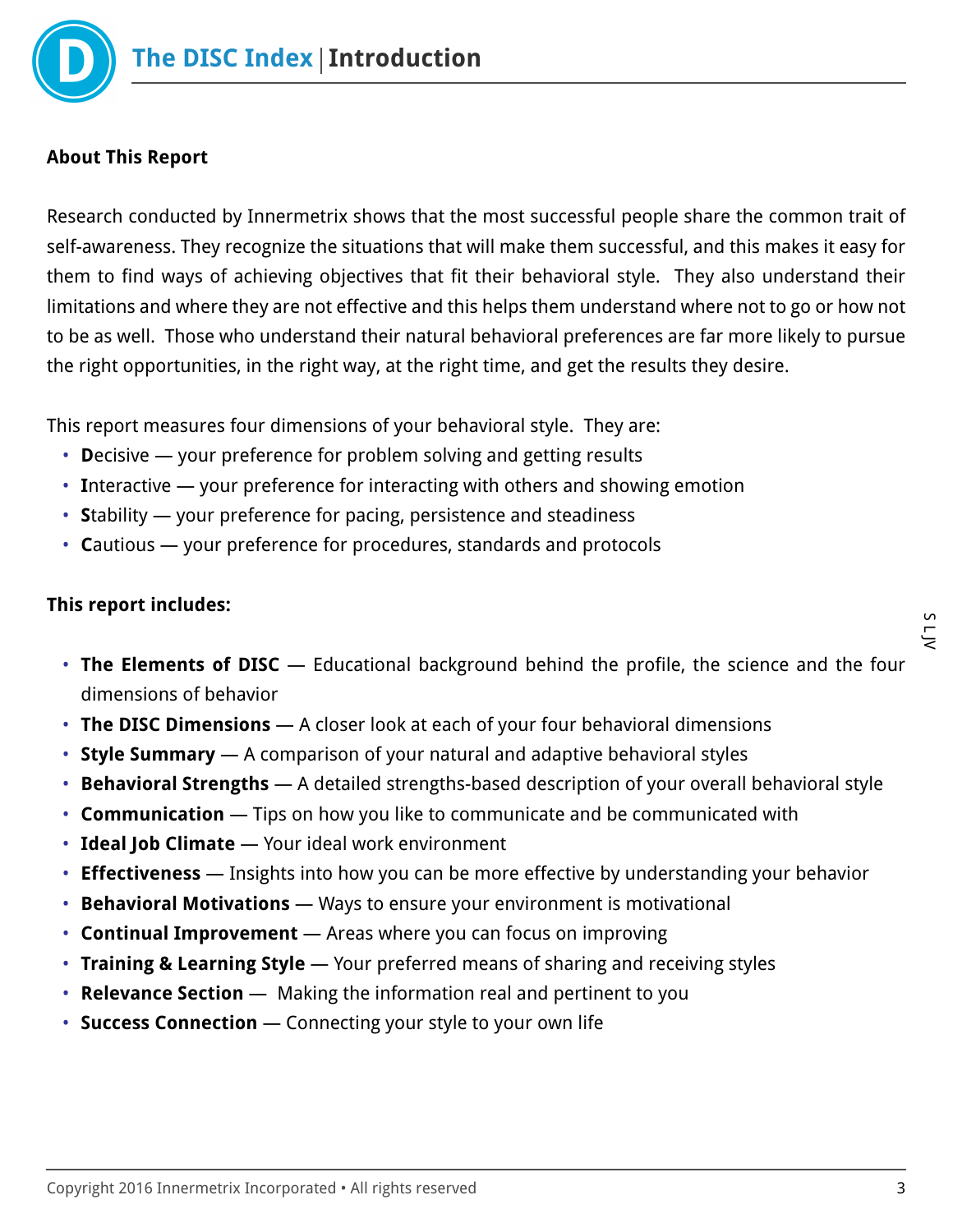# The DISC Index | Introduction

**About This Report**

Research conducted by Innermetrix shows that the most successful people share the common trait of self-awareness. They recognize the situations that will make them successful, and this makes it easy for them to find ways of achieving objectives that fit their behavioral style. They also understand their limitations and where they are not effective and this helps them understand where not to go or how not to be as well. Those who understand their natural behavioral preferences are far more likely to pursue the right opportunities, in the right way, at the right time, and get the results they desire.

This report measures four dimensions of your behavioral style. They are:

- **D**ecisive — your preference for problem solving and getting results
- **I**nteractive — your preference for interacting with others and showing emotion
- **S**tability — your preference for pacing, persistence and steadiness
- **C**autious — your preference for procedures, standards and protocols

**This report includes:**

- **The Elements of DISC** — Educational background behind the profile, the science and the four dimensions of behavior
- **The DISC Dimensions** — A closer look at each of your four behavioral dimensions
- **Style Summary** — A comparison of your natural and adaptive behavioral styles
- **Behavioral Strengths** — A detailed strengths-based description of your overall behavioral style
- **Communication** — Tips on how you like to communicate and be communicated with
- **Ideal Job Climate** — Your ideal work environment
- **Effectiveness** — Insights into how you can be more effective by understanding your behavior
- **Behavioral Motivations** — Ways to ensure your environment is motivational
- **Continual Improvement** — Areas where you can focus on improving
- **Training & Learning Style** — Your preferred means of sharing and receiving styles
- **Relevance Section** — Making the information real and pertinent to you
- **Success Connection** — Connecting your style to your own life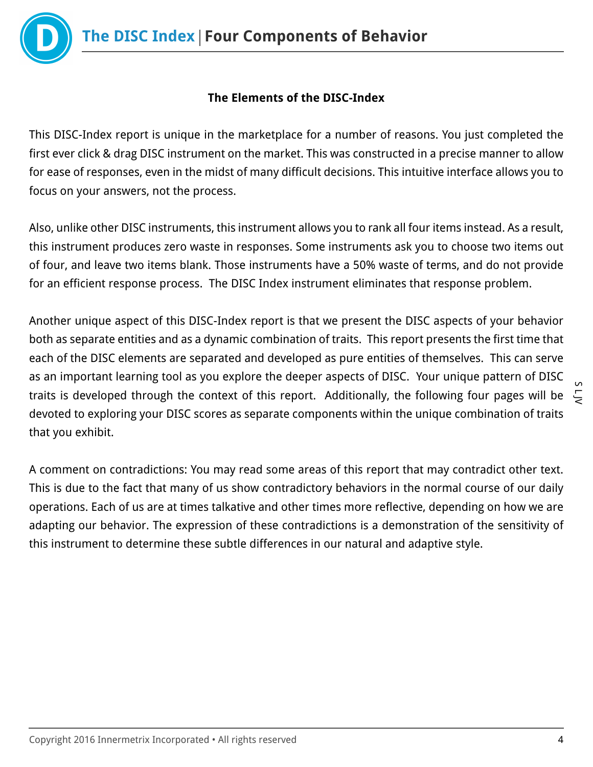## The Elements of the DISC-Index

This DISC-Index report is unique in the marketplace for a number of reasons. You just completed the first ever click & drag DISC instrument on the market. This was constructed in a precise manner to allow for ease of responses, even in the midst of many difficult decisions. This intuitive interface allows you to focus on your answers, not the process.

Also, unlike other DISC instruments, this instrument allows you to rank all four items instead. As a result, this instrument produces zero waste in responses. Some instruments ask you to choose two items out of four, and leave two items blank. Those instruments have a 50% waste of terms, and do not provide for an efficient response process. The DISC Index instrument eliminates that response problem.

Another unique aspect of this DISC-Index report is that we present the DISC aspects of your behavior both as separate entities and as a dynamic combination of traits. This report presents the first time that each of the DISC elements are separated and developed as pure entities of themselves. This can serve as an important learning tool as you explore the deeper aspects of DISC. Your unique pattern of DISC traits is developed through the context of this report. Additionally, the following four pages will be devoted to exploring your DISC scores as separate components within the unique combination of traits that you exhibit.

A comment on contradictions: You may read some areas of this report that may contradict other text. This is due to the fact that many of us show contradictory behaviors in the normal course of our daily operations. Each of us are at times talkative and other times more reflective, depending on how we are adapting our behavior. The expression of these contradictions is a demonstration of the sensitivity of this instrument to determine these subtle differences in our natural and adaptive style.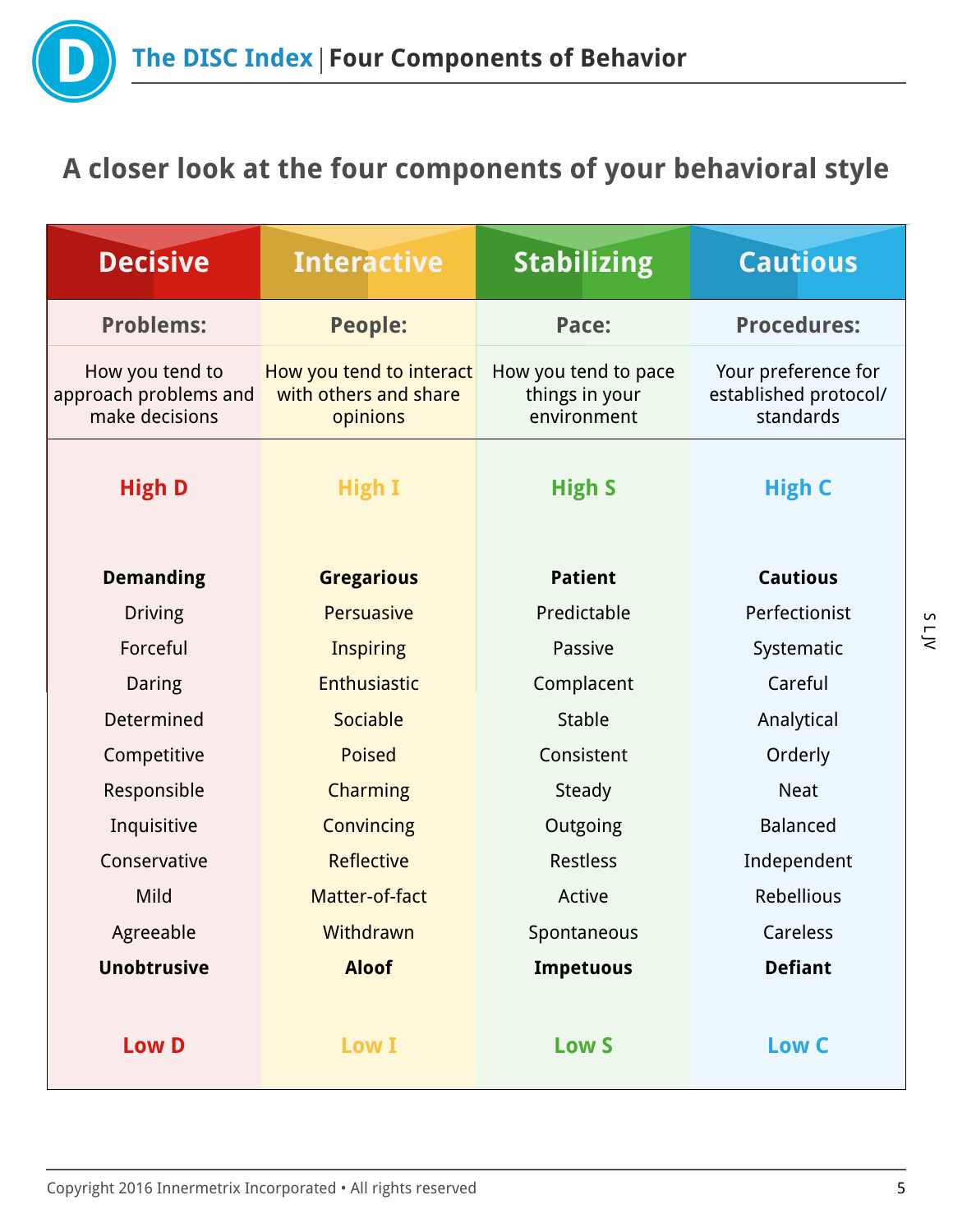## A closer look at the four components of your behavioral style

| Decisive | Interactive | Stabilizing | Cautious |
|---|---|---|---|
| **Problems:** | **People:** | **Pace:** | **Procedures:** |
| How you tend to approach problems and make decisions | How you tend to interact with others and share opinions | How you tend to pace things in your environment | Your preference for established protocol/ standards |
| **High D** | **High I** | **High S** | **High C** |
| **Demanding** | **Gregarious** | **Patient** | **Cautious** |
| Driving | Persuasive | Predictable | Perfectionist |
| Forceful | Inspiring | Passive | Systematic |
| Daring | Enthusiastic | Complacent | Careful |
| Determined | Sociable | Stable | Analytical |
| Competitive | Poised | Consistent | Orderly |
| Responsible | Charming | Steady | Neat |
| Inquisitive | Convincing | Outgoing | Balanced |
| Conservative | Reflective | Restless | Independent |
| Mild | Matter-of-fact | Active | Rebellious |
| Agreeable | Withdrawn | Spontaneous | Careless |
| **Unobtrusive** | **Aloof** | **Impetuous** | **Defiant** |
| **Low D** | **Low I** | **Low S** | **Low C** |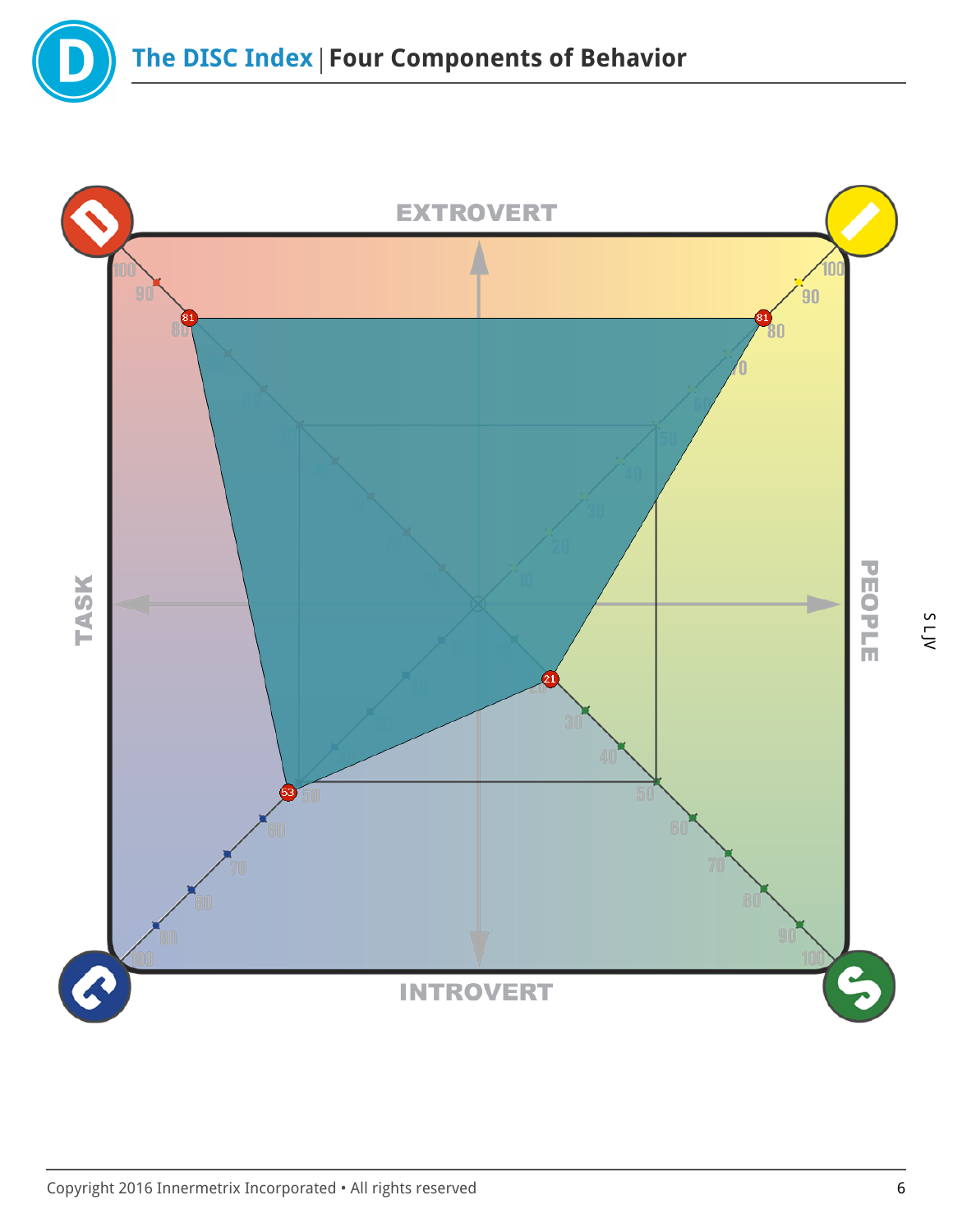# The DISC Index | Four Components of Behavior

EXTROVERT

TASK

PEOPLE

INTROVERT

D: 81

I: 81

S: 21

C: 53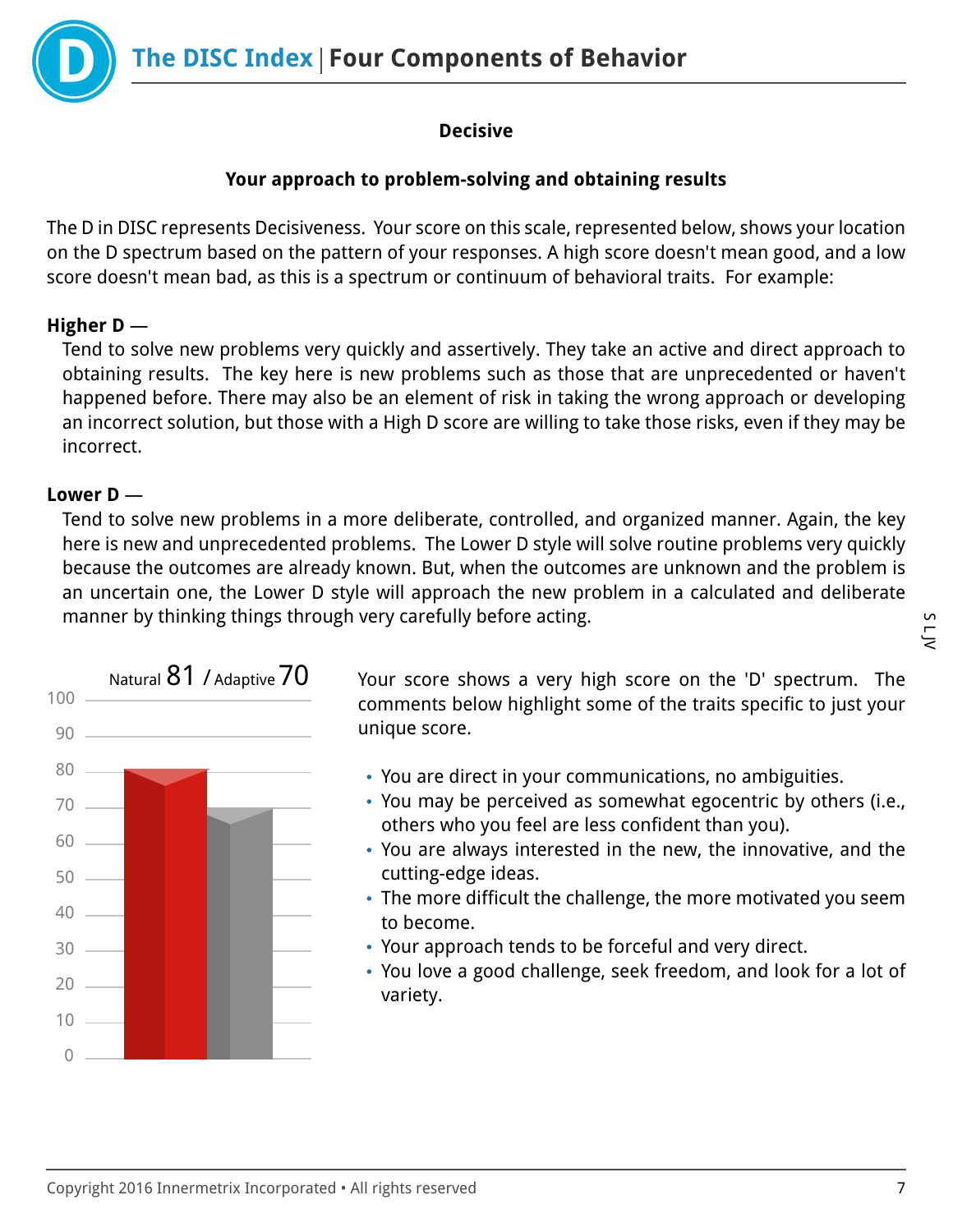# The DISC Index | Four Components of Behavior

**Decisive**

**Your approach to problem-solving and obtaining results**

The D in DISC represents Decisiveness. Your score on this scale, represented below, shows your location on the D spectrum based on the pattern of your responses. A high score doesn't mean good, and a low score doesn't mean bad, as this is a spectrum or continuum of behavioral traits. For example:

**Higher D —**

Tend to solve new problems very quickly and assertively. They take an active and direct approach to obtaining results. The key here is new problems such as those that are unprecedented or haven't happened before. There may also be an element of risk in taking the wrong approach or developing an incorrect solution, but those with a High D score are willing to take those risks, even if they may be incorrect.

**Lower D —**

Tend to solve new problems in a more deliberate, controlled, and organized manner. Again, the key here is new and unprecedented problems. The Lower D style will solve routine problems very quickly because the outcomes are already known. But, when the outcomes are unknown and the problem is an uncertain one, the Lower D style will approach the new problem in a calculated and deliberate manner by thinking things through very carefully before acting.

Natural 81 / Adaptive 70

Your score shows a very high score on the 'D' spectrum. The comments below highlight some of the traits specific to just your unique score.

- You are direct in your communications, no ambiguities.
- You may be perceived as somewhat egocentric by others (i.e., others who you feel are less confident than you).
- You are always interested in the new, the innovative, and the cutting-edge ideas.
- The more difficult the challenge, the more motivated you seem to become.
- Your approach tends to be forceful and very direct.
- You love a good challenge, seek freedom, and look for a lot of variety.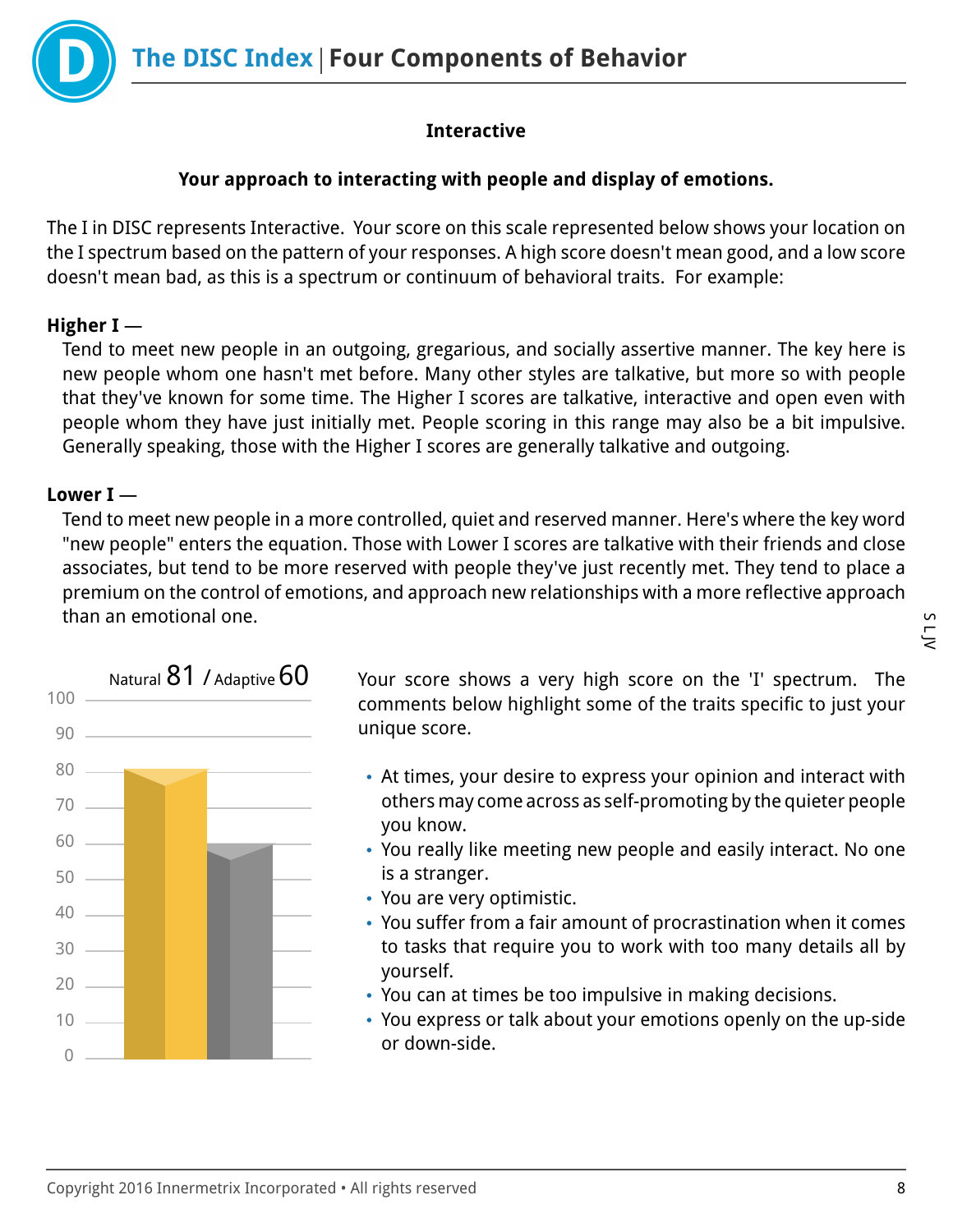## Interactive

**Your approach to interacting with people and display of emotions.**

The I in DISC represents Interactive. Your score on this scale represented below shows your location on the I spectrum based on the pattern of your responses. A high score doesn't mean good, and a low score doesn't mean bad, as this is a spectrum or continuum of behavioral traits. For example:

**Higher I —**
Tend to meet new people in an outgoing, gregarious, and socially assertive manner. The key here is new people whom one hasn't met before. Many other styles are talkative, but more so with people that they've known for some time. The Higher I scores are talkative, interactive and open even with people whom they have just initially met. People scoring in this range may also be a bit impulsive. Generally speaking, those with the Higher I scores are generally talkative and outgoing.

**Lower I —**
Tend to meet new people in a more controlled, quiet and reserved manner. Here's where the key word "new people" enters the equation. Those with Lower I scores are talkative with their friends and close associates, but tend to be more reserved with people they've just recently met. They tend to place a premium on the control of emotions, and approach new relationships with a more reflective approach than an emotional one.

Natural 81 / Adaptive 60

Your score shows a very high score on the 'I' spectrum. The comments below highlight some of the traits specific to just your unique score.

- At times, your desire to express your opinion and interact with others may come across as self-promoting by the quieter people you know.
- You really like meeting new people and easily interact. No one is a stranger.
- You are very optimistic.
- You suffer from a fair amount of procrastination when it comes to tasks that require you to work with too many details all by yourself.
- You can at times be too impulsive in making decisions.
- You express or talk about your emotions openly on the up-side or down-side.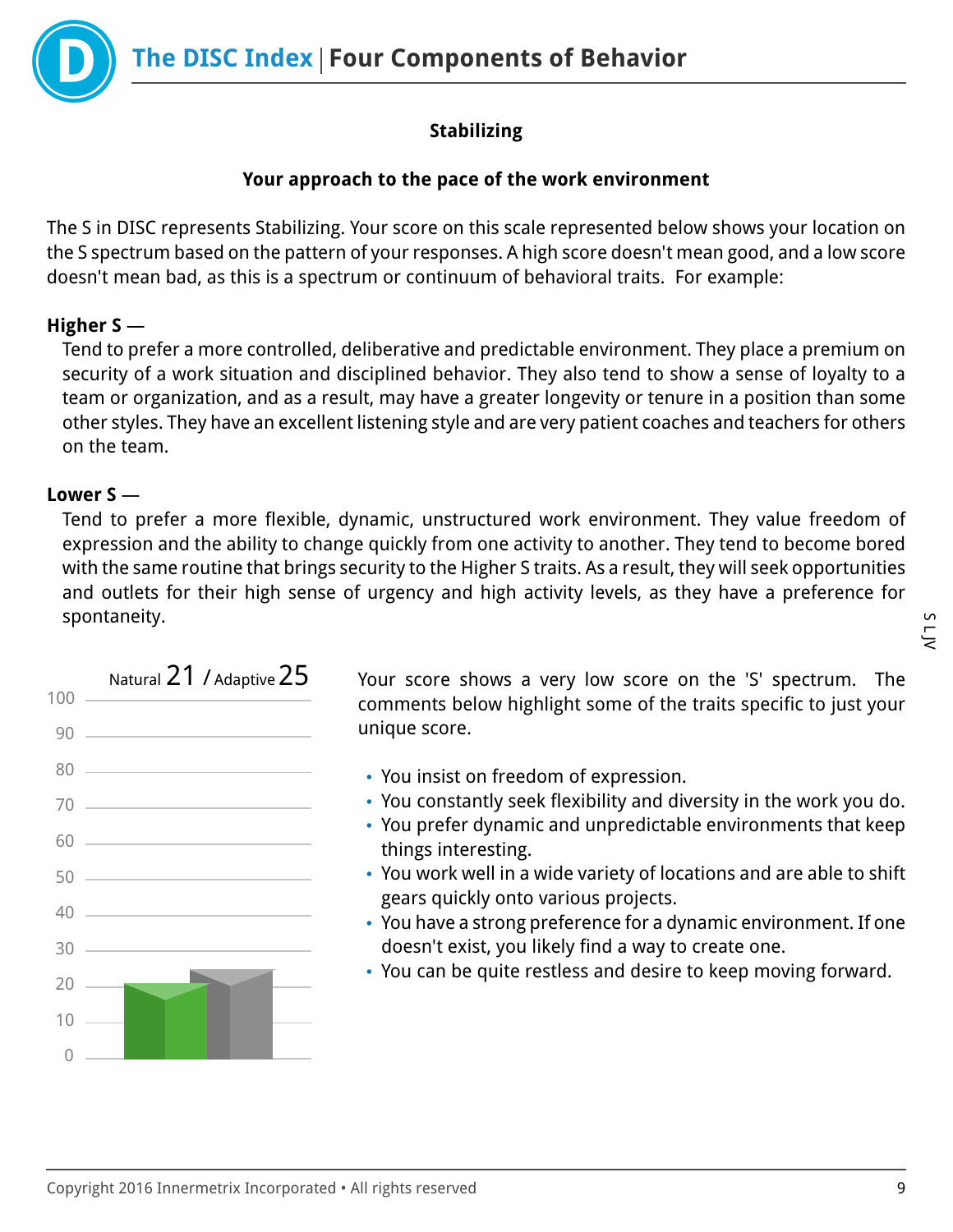## Stabilizing

### Your approach to the pace of the work environment

The S in DISC represents Stabilizing. Your score on this scale represented below shows your location on the S spectrum based on the pattern of your responses. A high score doesn't mean good, and a low score doesn't mean bad, as this is a spectrum or continuum of behavioral traits. For example:

**Higher S** —
Tend to prefer a more controlled, deliberative and predictable environment. They place a premium on security of a work situation and disciplined behavior. They also tend to show a sense of loyalty to a team or organization, and as a result, may have a greater longevity or tenure in a position than some other styles. They have an excellent listening style and are very patient coaches and teachers for others on the team.

**Lower S** —
Tend to prefer a more flexible, dynamic, unstructured work environment. They value freedom of expression and the ability to change quickly from one activity to another. They tend to become bored with the same routine that brings security to the Higher S traits. As a result, they will seek opportunities and outlets for their high sense of urgency and high activity levels, as they have a preference for spontaneity.

Natural 21 / Adaptive 25

Your score shows a very low score on the 'S' spectrum. The comments below highlight some of the traits specific to just your unique score.

- You insist on freedom of expression.
- You constantly seek flexibility and diversity in the work you do.
- You prefer dynamic and unpredictable environments that keep things interesting.
- You work well in a wide variety of locations and are able to shift gears quickly onto various projects.
- You have a strong preference for a dynamic environment. If one doesn't exist, you likely find a way to create one.
- You can be quite restless and desire to keep moving forward.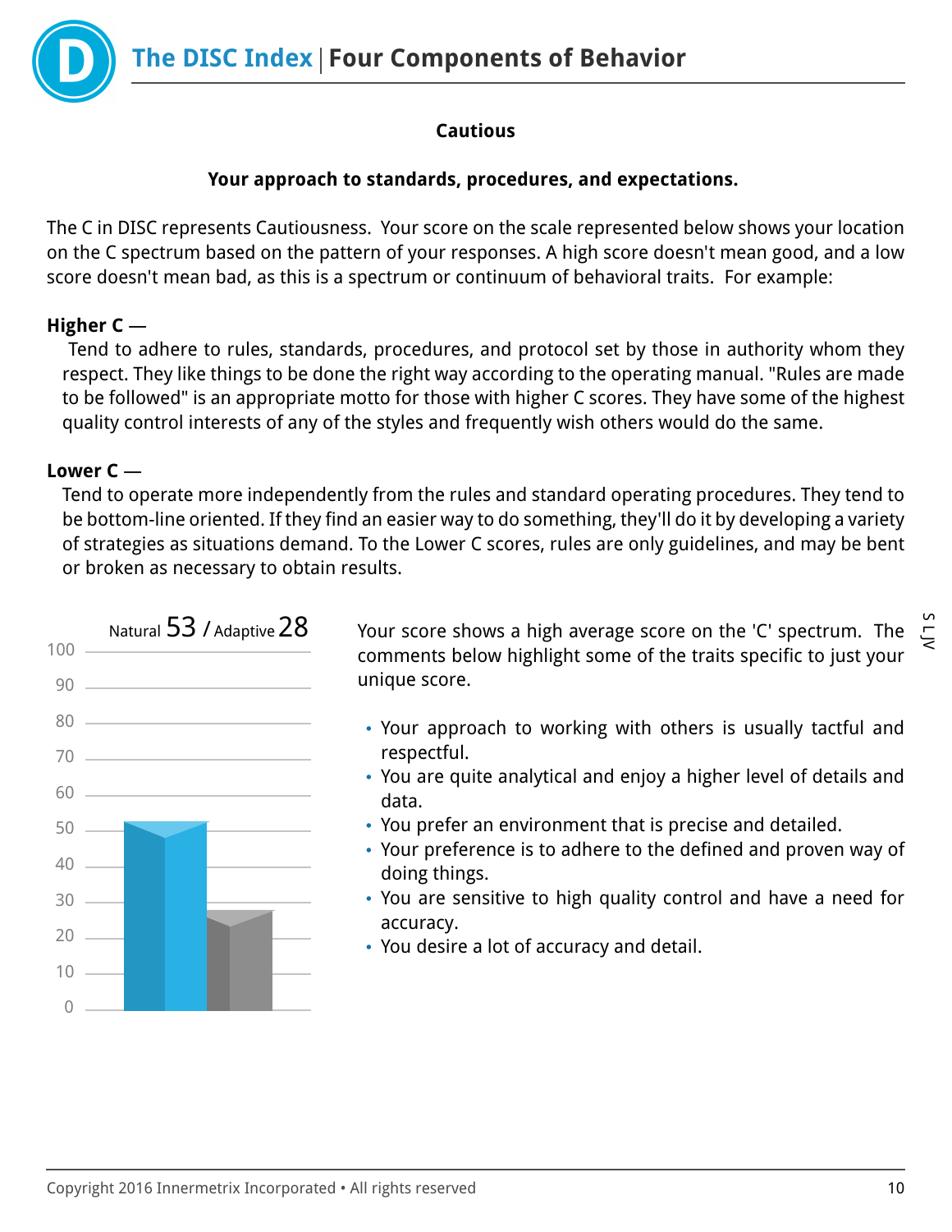**Cautious**

**Your approach to standards, procedures, and expectations.**

The C in DISC represents Cautiousness. Your score on the scale represented below shows your location on the C spectrum based on the pattern of your responses. A high score doesn't mean good, and a low score doesn't mean bad, as this is a spectrum or continuum of behavioral traits. For example:

**Higher C —**

Tend to adhere to rules, standards, procedures, and protocol set by those in authority whom they respect. They like things to be done the right way according to the operating manual. "Rules are made to be followed" is an appropriate motto for those with higher C scores. They have some of the highest quality control interests of any of the styles and frequently wish others would do the same.

**Lower C —**

Tend to operate more independently from the rules and standard operating procedures. They tend to be bottom-line oriented. If they find an easier way to do something, they'll do it by developing a variety of strategies as situations demand. To the Lower C scores, rules are only guidelines, and may be bent or broken as necessary to obtain results.

Natural 53 / Adaptive 28

Your score shows a high average score on the 'C' spectrum. The comments below highlight some of the traits specific to just your unique score.

- Your approach to working with others is usually tactful and respectful.
- You are quite analytical and enjoy a higher level of details and data.
- You prefer an environment that is precise and detailed.
- Your preference is to adhere to the defined and proven way of doing things.
- You are sensitive to high quality control and have a need for accuracy.
- You desire a lot of accuracy and detail.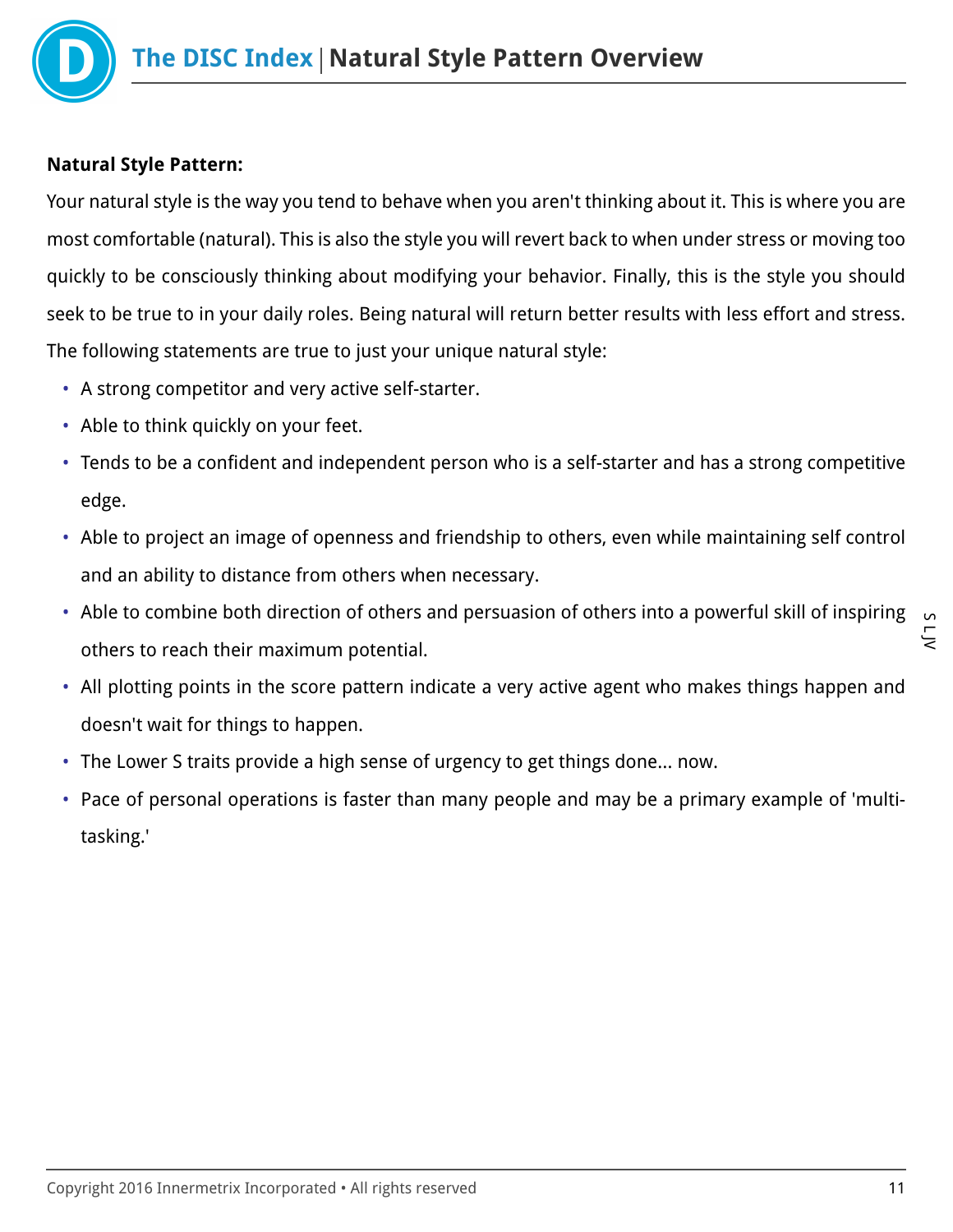**Natural Style Pattern:**

Your natural style is the way you tend to behave when you aren't thinking about it. This is where you are most comfortable (natural). This is also the style you will revert back to when under stress or moving too quickly to be consciously thinking about modifying your behavior. Finally, this is the style you should seek to be true to in your daily roles. Being natural will return better results with less effort and stress. The following statements are true to just your unique natural style:

- A strong competitor and very active self-starter.
- Able to think quickly on your feet.
- Tends to be a confident and independent person who is a self-starter and has a strong competitive edge.
- Able to project an image of openness and friendship to others, even while maintaining self control and an ability to distance from others when necessary.
- Able to combine both direction of others and persuasion of others into a powerful skill of inspiring others to reach their maximum potential.
- All plotting points in the score pattern indicate a very active agent who makes things happen and doesn't wait for things to happen.
- The Lower S traits provide a high sense of urgency to get things done... now.
- Pace of personal operations is faster than many people and may be a primary example of 'multi-tasking.'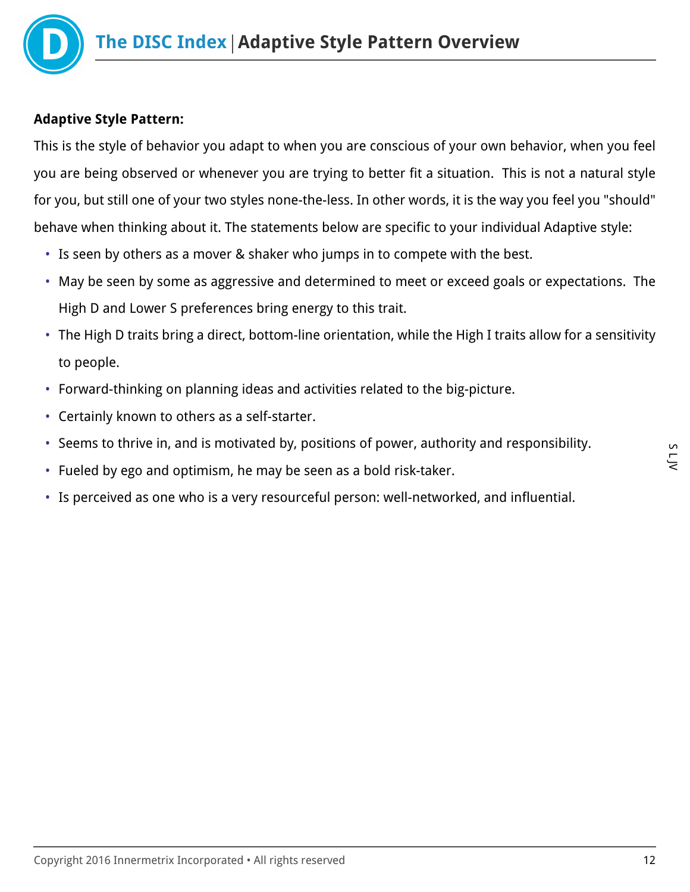**Adaptive Style Pattern:**

This is the style of behavior you adapt to when you are conscious of your own behavior, when you feel you are being observed or whenever you are trying to better fit a situation. This is not a natural style for you, but still one of your two styles none-the-less. In other words, it is the way you feel you "should" behave when thinking about it. The statements below are specific to your individual Adaptive style:

- Is seen by others as a mover & shaker who jumps in to compete with the best.
- May be seen by some as aggressive and determined to meet or exceed goals or expectations. The High D and Lower S preferences bring energy to this trait.
- The High D traits bring a direct, bottom-line orientation, while the High I traits allow for a sensitivity to people.
- Forward-thinking on planning ideas and activities related to the big-picture.
- Certainly known to others as a self-starter.
- Seems to thrive in, and is motivated by, positions of power, authority and responsibility.
- Fueled by ego and optimism, he may be seen as a bold risk-taker.
- Is perceived as one who is a very resourceful person: well-networked, and influential.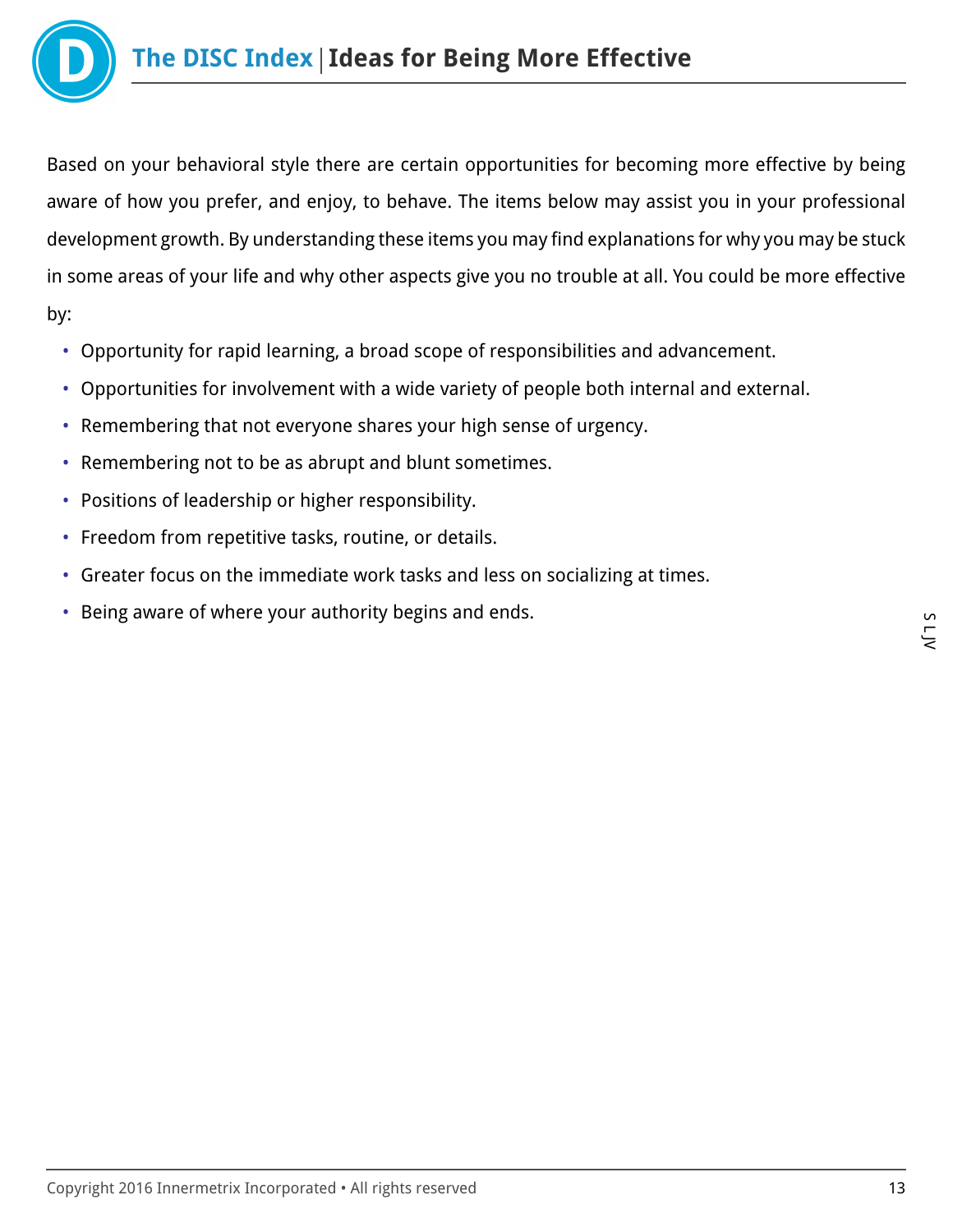# The DISC Index | Ideas for Being More Effective

Based on your behavioral style there are certain opportunities for becoming more effective by being aware of how you prefer, and enjoy, to behave. The items below may assist you in your professional development growth. By understanding these items you may find explanations for why you may be stuck in some areas of your life and why other aspects give you no trouble at all. You could be more effective by:

- Opportunity for rapid learning, a broad scope of responsibilities and advancement.
- Opportunities for involvement with a wide variety of people both internal and external.
- Remembering that not everyone shares your high sense of urgency.
- Remembering not to be as abrupt and blunt sometimes.
- Positions of leadership or higher responsibility.
- Freedom from repetitive tasks, routine, or details.
- Greater focus on the immediate work tasks and less on socializing at times.
- Being aware of where your authority begins and ends.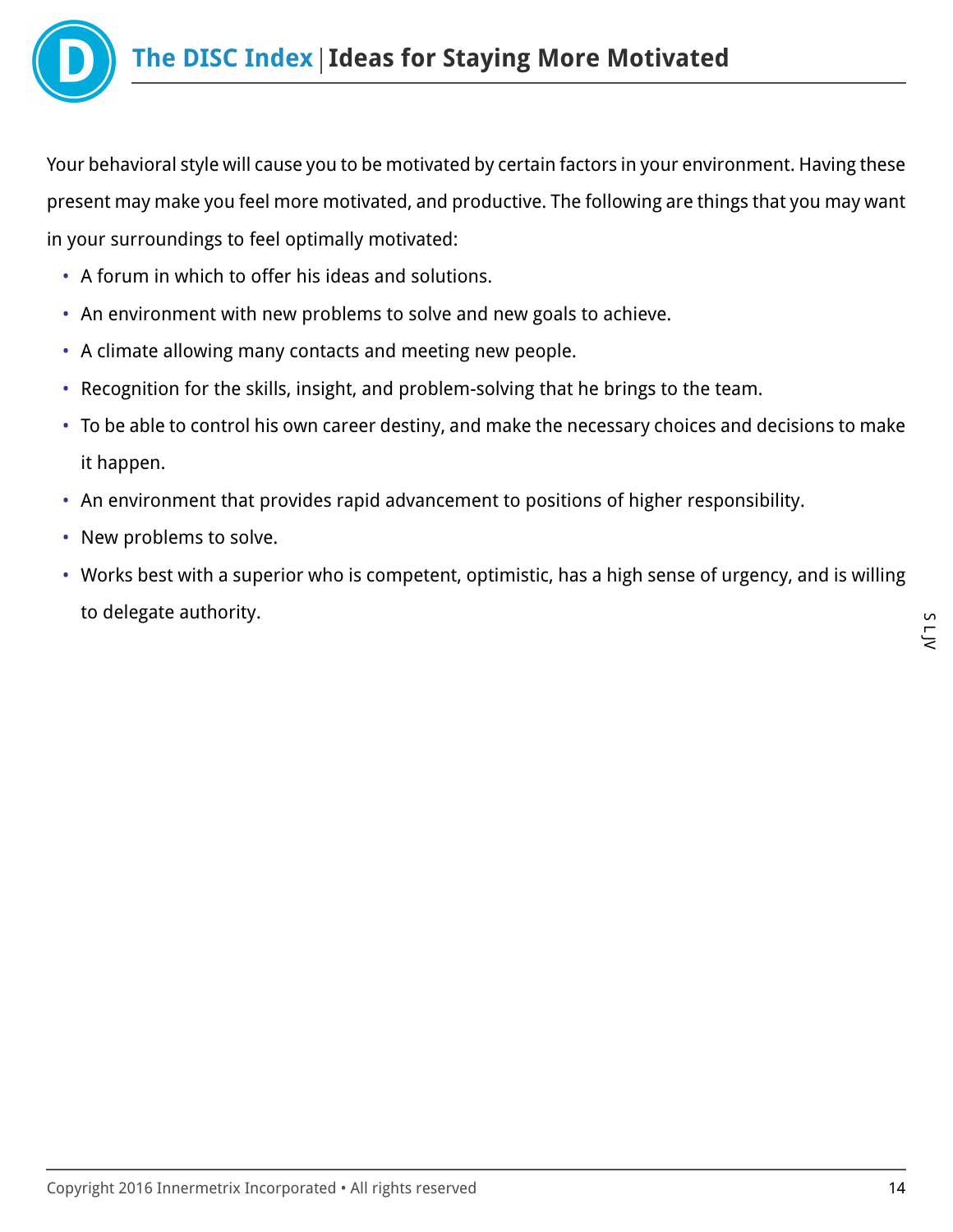# The DISC Index | Ideas for Staying More Motivated

Your behavioral style will cause you to be motivated by certain factors in your environment. Having these present may make you feel more motivated, and productive. The following are things that you may want in your surroundings to feel optimally motivated:

- A forum in which to offer his ideas and solutions.
- An environment with new problems to solve and new goals to achieve.
- A climate allowing many contacts and meeting new people.
- Recognition for the skills, insight, and problem-solving that he brings to the team.
- To be able to control his own career destiny, and make the necessary choices and decisions to make it happen.
- An environment that provides rapid advancement to positions of higher responsibility.
- New problems to solve.
- Works best with a superior who is competent, optimistic, has a high sense of urgency, and is willing to delegate authority.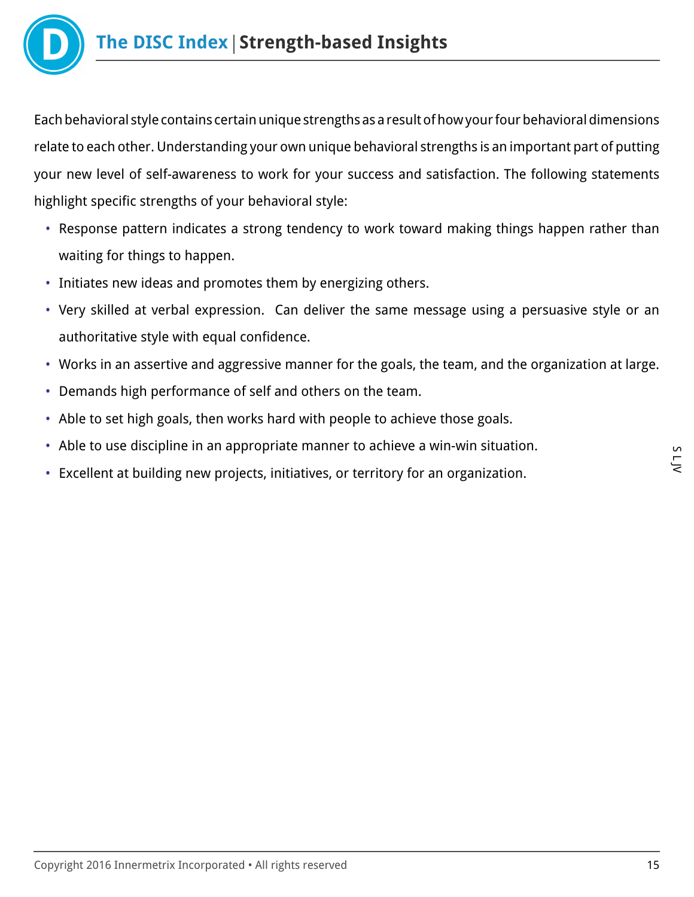# The DISC Index | Strength-based Insights

Each behavioral style contains certain unique strengths as a result of how your four behavioral dimensions relate to each other. Understanding your own unique behavioral strengths is an important part of putting your new level of self-awareness to work for your success and satisfaction. The following statements highlight specific strengths of your behavioral style:

- Response pattern indicates a strong tendency to work toward making things happen rather than waiting for things to happen.
- Initiates new ideas and promotes them by energizing others.
- Very skilled at verbal expression. Can deliver the same message using a persuasive style or an authoritative style with equal confidence.
- Works in an assertive and aggressive manner for the goals, the team, and the organization at large.
- Demands high performance of self and others on the team.
- Able to set high goals, then works hard with people to achieve those goals.
- Able to use discipline in an appropriate manner to achieve a win-win situation.
- Excellent at building new projects, initiatives, or territory for an organization.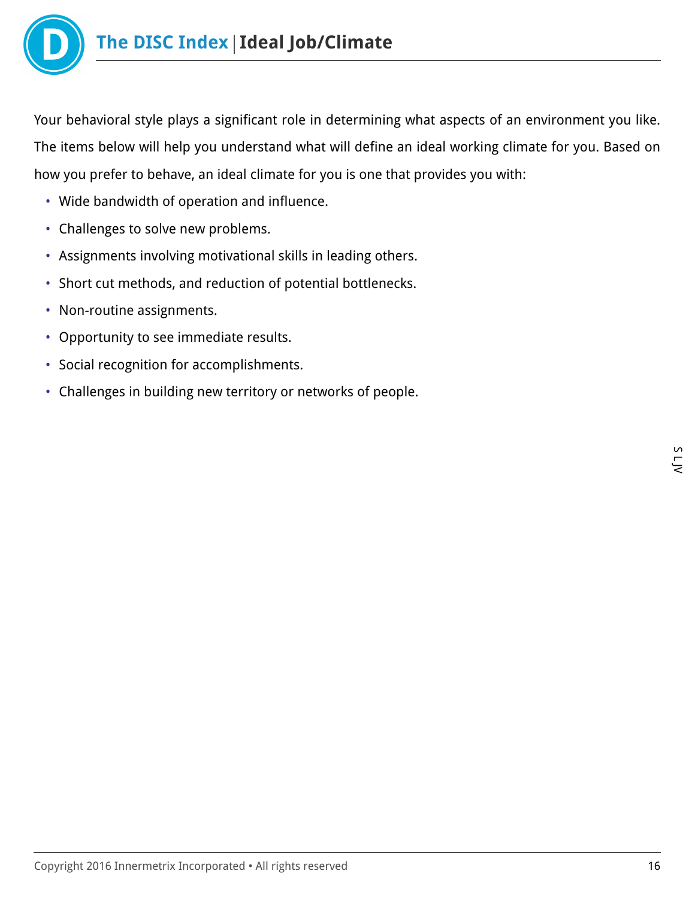# The DISC Index | Ideal Job/Climate

Your behavioral style plays a significant role in determining what aspects of an environment you like. The items below will help you understand what will define an ideal working climate for you. Based on how you prefer to behave, an ideal climate for you is one that provides you with:

- Wide bandwidth of operation and influence.
- Challenges to solve new problems.
- Assignments involving motivational skills in leading others.
- Short cut methods, and reduction of potential bottlenecks.
- Non-routine assignments.
- Opportunity to see immediate results.
- Social recognition for accomplishments.
- Challenges in building new territory or networks of people.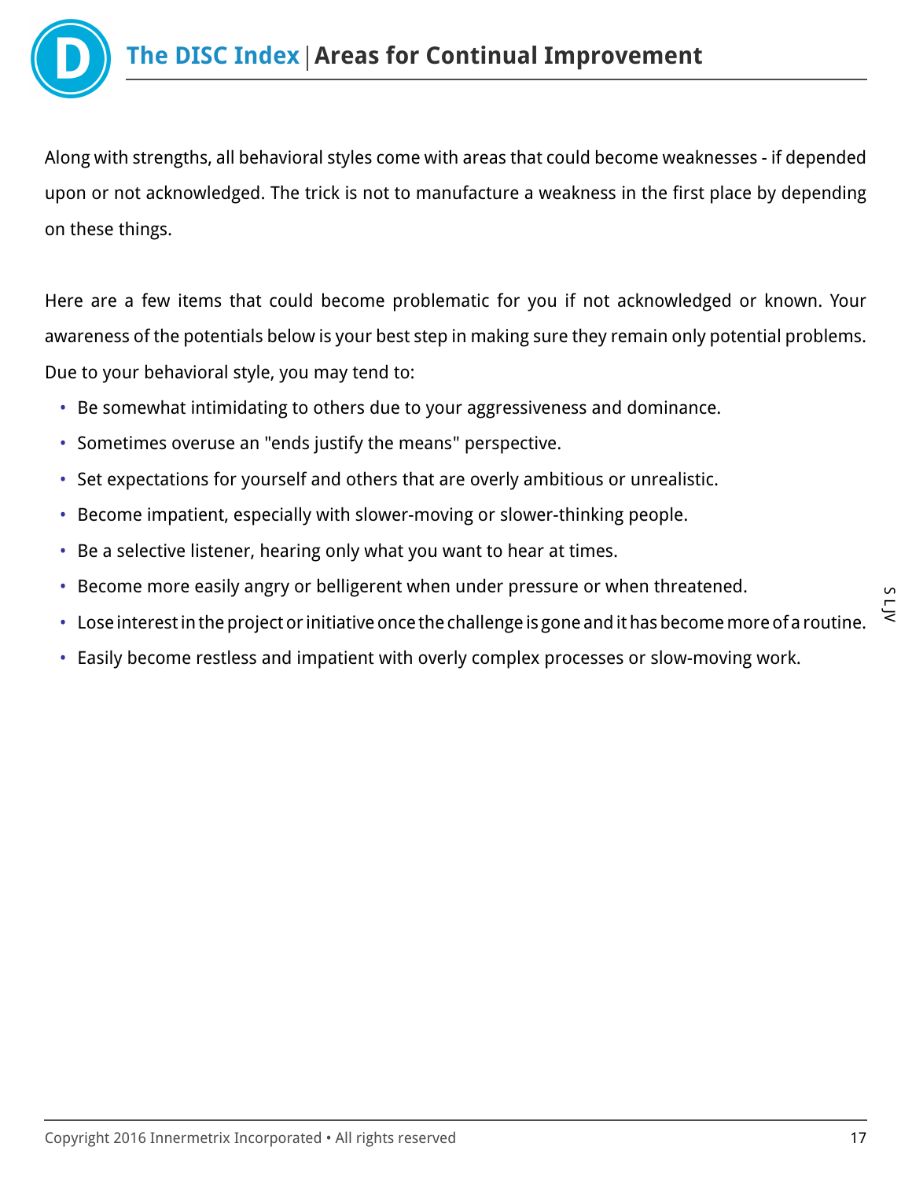# The DISC Index | Areas for Continual Improvement

Along with strengths, all behavioral styles come with areas that could become weaknesses - if depended upon or not acknowledged. The trick is not to manufacture a weakness in the first place by depending on these things.

Here are a few items that could become problematic for you if not acknowledged or known. Your awareness of the potentials below is your best step in making sure they remain only potential problems. Due to your behavioral style, you may tend to:

- Be somewhat intimidating to others due to your aggressiveness and dominance.
- Sometimes overuse an "ends justify the means" perspective.
- Set expectations for yourself and others that are overly ambitious or unrealistic.
- Become impatient, especially with slower-moving or slower-thinking people.
- Be a selective listener, hearing only what you want to hear at times.
- Become more easily angry or belligerent when under pressure or when threatened.
- Lose interest in the project or initiative once the challenge is gone and it has become more of a routine.
- Easily become restless and impatient with overly complex processes or slow-moving work.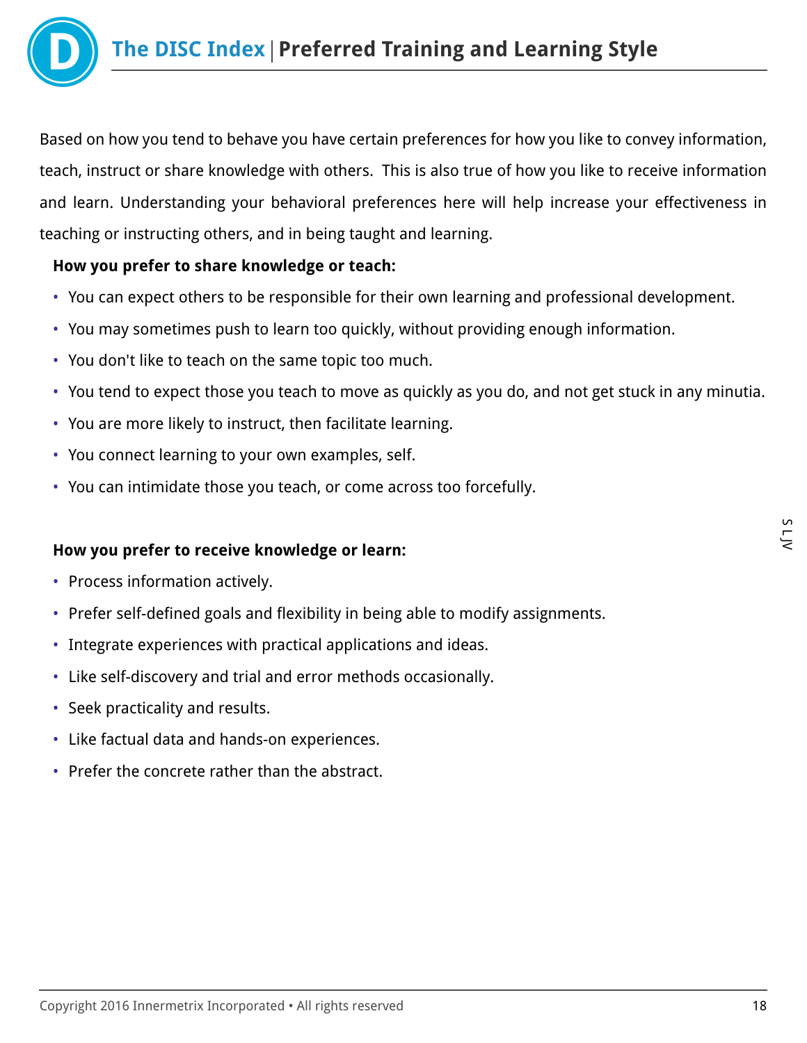# The DISC Index | Preferred Training and Learning Style

Based on how you tend to behave you have certain preferences for how you like to convey information, teach, instruct or share knowledge with others. This is also true of how you like to receive information and learn. Understanding your behavioral preferences here will help increase your effectiveness in teaching or instructing others, and in being taught and learning.

**How you prefer to share knowledge or teach:**

- You can expect others to be responsible for their own learning and professional development.
- You may sometimes push to learn too quickly, without providing enough information.
- You don't like to teach on the same topic too much.
- You tend to expect those you teach to move as quickly as you do, and not get stuck in any minutia.
- You are more likely to instruct, then facilitate learning.
- You connect learning to your own examples, self.
- You can intimidate those you teach, or come across too forcefully.

**How you prefer to receive knowledge or learn:**

- Process information actively.
- Prefer self-defined goals and flexibility in being able to modify assignments.
- Integrate experiences with practical applications and ideas.
- Like self-discovery and trial and error methods occasionally.
- Seek practicality and results.
- Like factual data and hands-on experiences.
- Prefer the concrete rather than the abstract.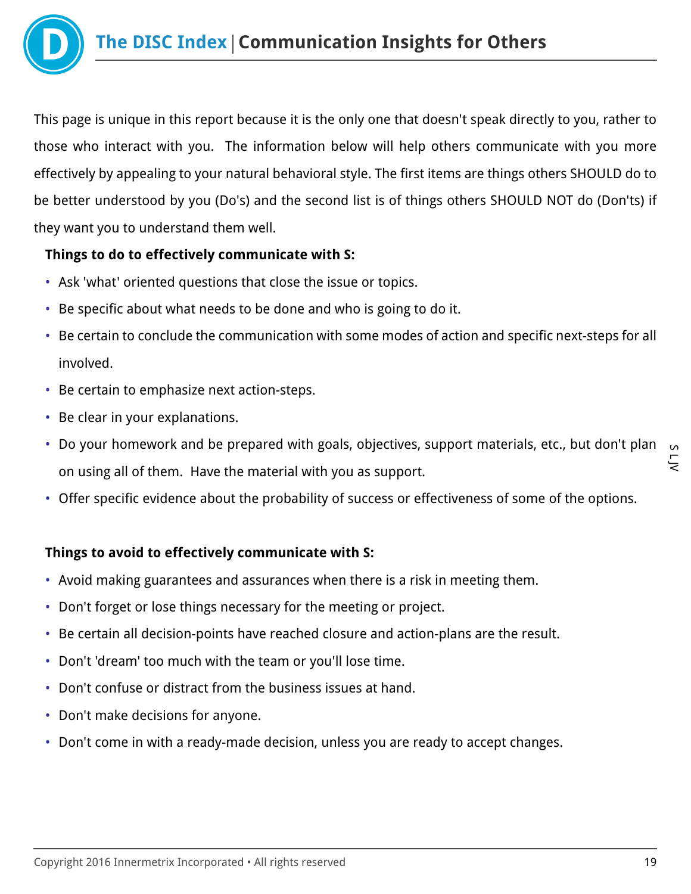# The DISC Index | Communication Insights for Others

This page is unique in this report because it is the only one that doesn't speak directly to you, rather to those who interact with you. The information below will help others communicate with you more effectively by appealing to your natural behavioral style. The first items are things others SHOULD do to be better understood by you (Do's) and the second list is of things others SHOULD NOT do (Don'ts) if they want you to understand them well.

**Things to do to effectively communicate with S:**

- Ask 'what' oriented questions that close the issue or topics.
- Be specific about what needs to be done and who is going to do it.
- Be certain to conclude the communication with some modes of action and specific next-steps for all involved.
- Be certain to emphasize next action-steps.
- Be clear in your explanations.
- Do your homework and be prepared with goals, objectives, support materials, etc., but don't plan on using all of them. Have the material with you as support.
- Offer specific evidence about the probability of success or effectiveness of some of the options.

**Things to avoid to effectively communicate with S:**

- Avoid making guarantees and assurances when there is a risk in meeting them.
- Don't forget or lose things necessary for the meeting or project.
- Be certain all decision-points have reached closure and action-plans are the result.
- Don't 'dream' too much with the team or you'll lose time.
- Don't confuse or distract from the business issues at hand.
- Don't make decisions for anyone.
- Don't come in with a ready-made decision, unless you are ready to accept changes.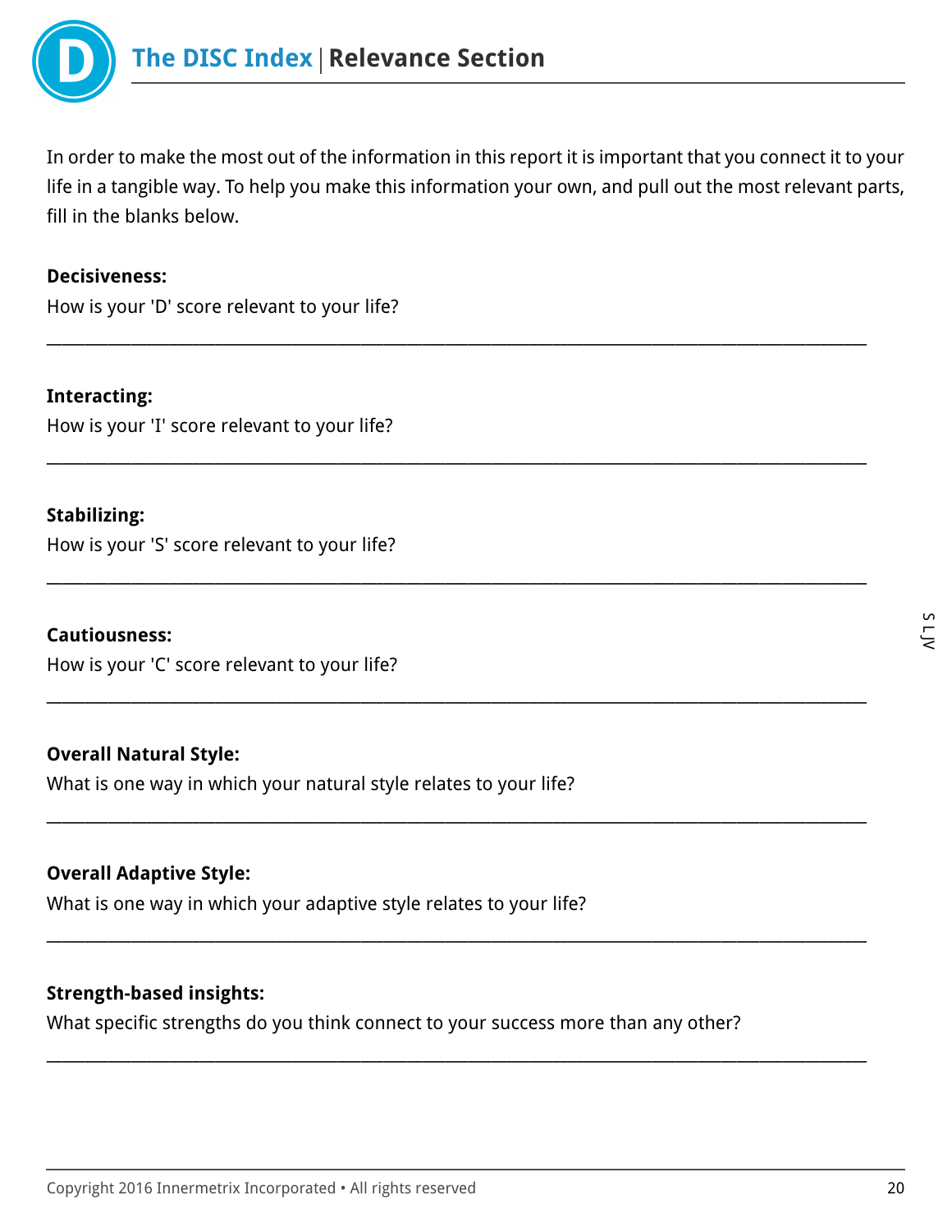# The DISC Index | Relevance Section

In order to make the most out of the information in this report it is important that you connect it to your life in a tangible way. To help you make this information your own, and pull out the most relevant parts, fill in the blanks below.

**Decisiveness:**

How is your 'D' score relevant to your life?

______________________________________________________________________________

**Interacting:**

How is your 'I' score relevant to your life?

______________________________________________________________________________

**Stabilizing:**

How is your 'S' score relevant to your life?

______________________________________________________________________________

**Cautiousness:**

How is your 'C' score relevant to your life?

______________________________________________________________________________

**Overall Natural Style:**

What is one way in which your natural style relates to your life?

______________________________________________________________________________

**Overall Adaptive Style:**

What is one way in which your adaptive style relates to your life?

______________________________________________________________________________

**Strength-based insights:**

What specific strengths do you think connect to your success more than any other?

______________________________________________________________________________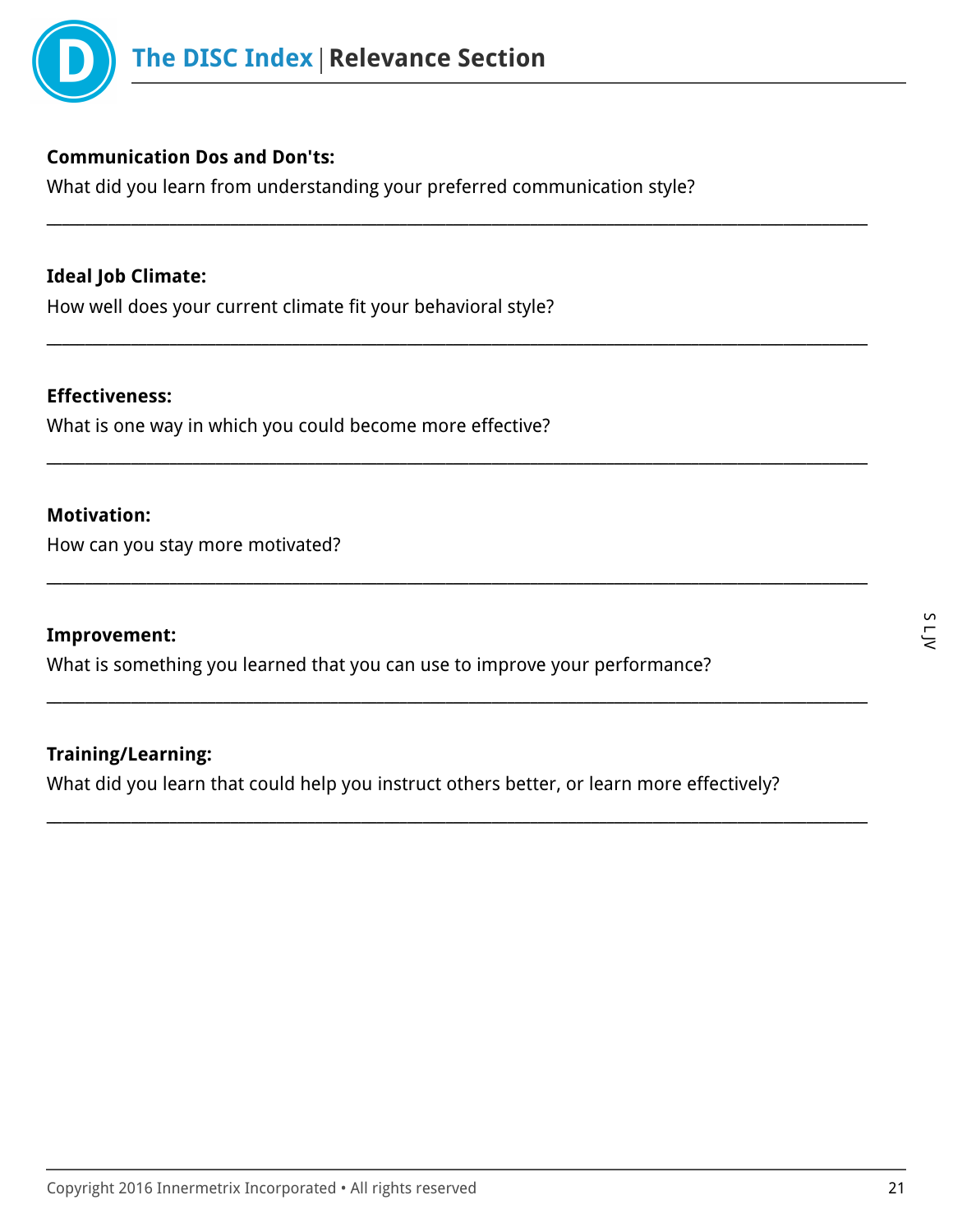# The DISC Index | Relevance Section

**Communication Dos and Don'ts:**

What did you learn from understanding your preferred communication style?

______________________________________________________________________________

**Ideal Job Climate:**

How well does your current climate fit your behavioral style?

______________________________________________________________________________

**Effectiveness:**

What is one way in which you could become more effective?

______________________________________________________________________________

**Motivation:**

How can you stay more motivated?

______________________________________________________________________________

**Improvement:**

What is something you learned that you can use to improve your performance?

______________________________________________________________________________

**Training/Learning:**

What did you learn that could help you instruct others better, or learn more effectively?

______________________________________________________________________________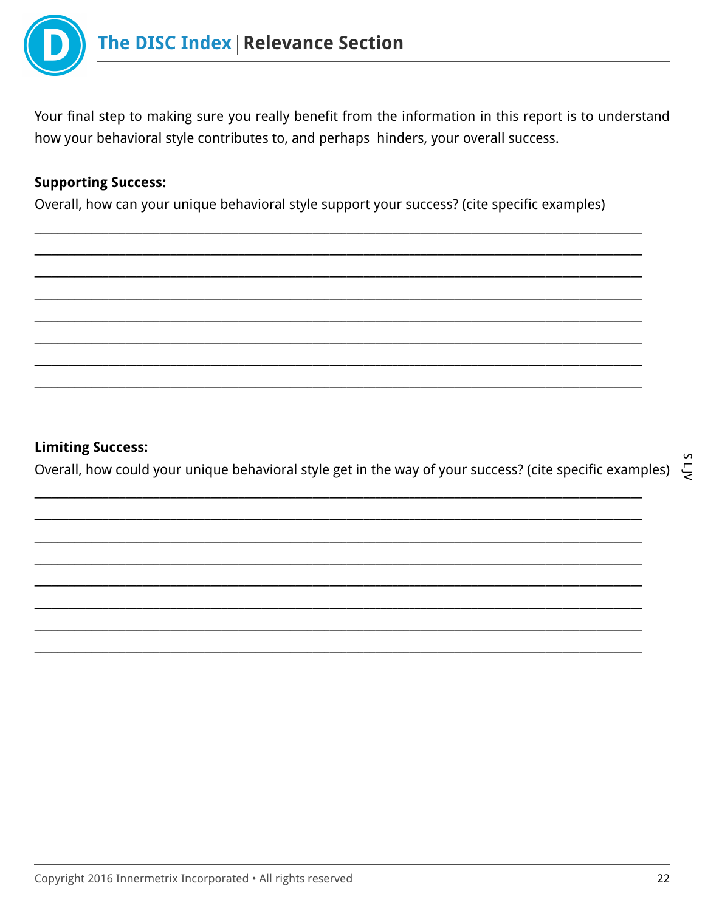# The DISC Index | Relevance Section

Your final step to making sure you really benefit from the information in this report is to understand how your behavioral style contributes to, and perhaps hinders, your overall success.

**Supporting Success:**

Overall, how can your unique behavioral style support your success? (cite specific examples)

________________________________________________________________________________

________________________________________________________________________________

________________________________________________________________________________

________________________________________________________________________________

________________________________________________________________________________

________________________________________________________________________________

________________________________________________________________________________

________________________________________________________________________________

**Limiting Success:**

Overall, how could your unique behavioral style get in the way of your success? (cite specific examples)

________________________________________________________________________________

________________________________________________________________________________

________________________________________________________________________________

________________________________________________________________________________

________________________________________________________________________________

________________________________________________________________________________

________________________________________________________________________________

________________________________________________________________________________